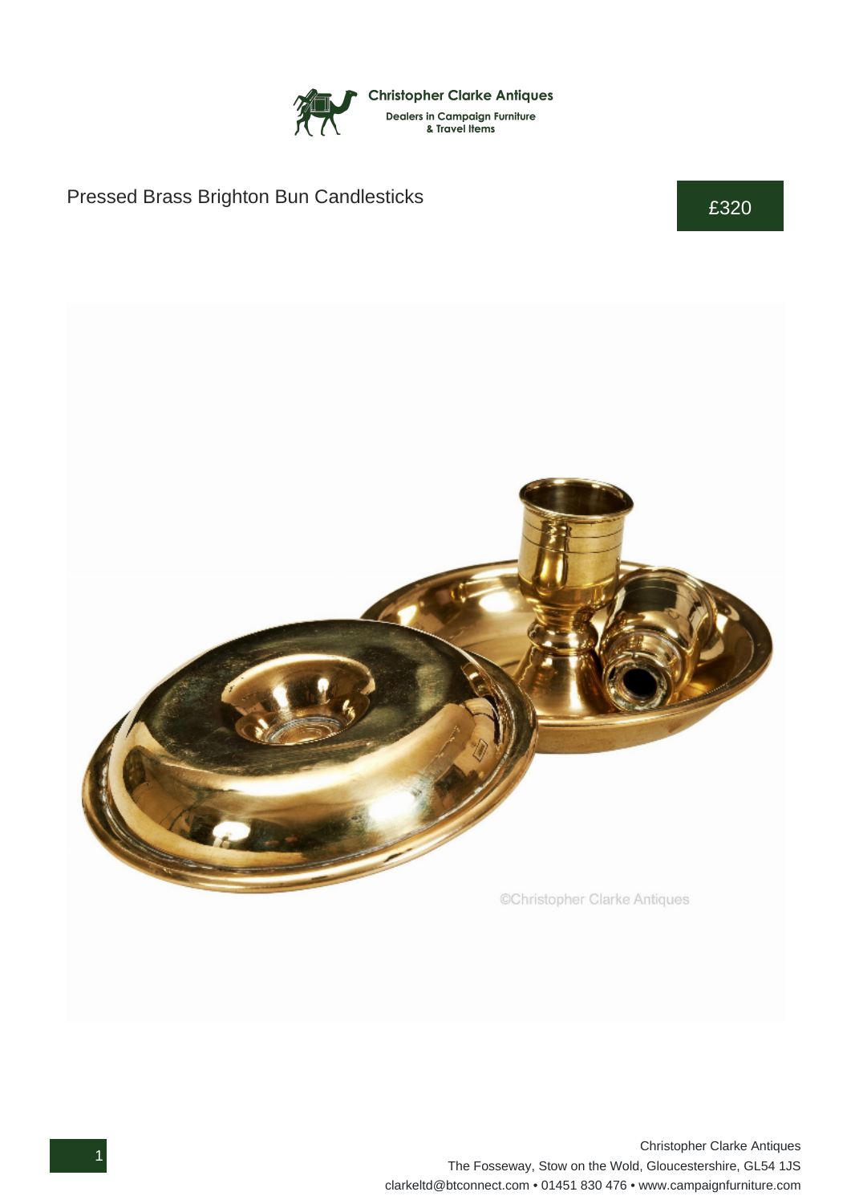Christopher Clarke Antiques

Dealers in Campaign Furniture & Travel Items

# Pressed Brass Brighton Bun Candlesticks

£320

©Christopher Clarke Antiques

Christopher Clarke Antiques
The Fosseway, Stow on the Wold, Gloucestershire, GL54 1JS
clarkeltd@btconnect.com • 01451 830 476 • www.campaignfurniture.com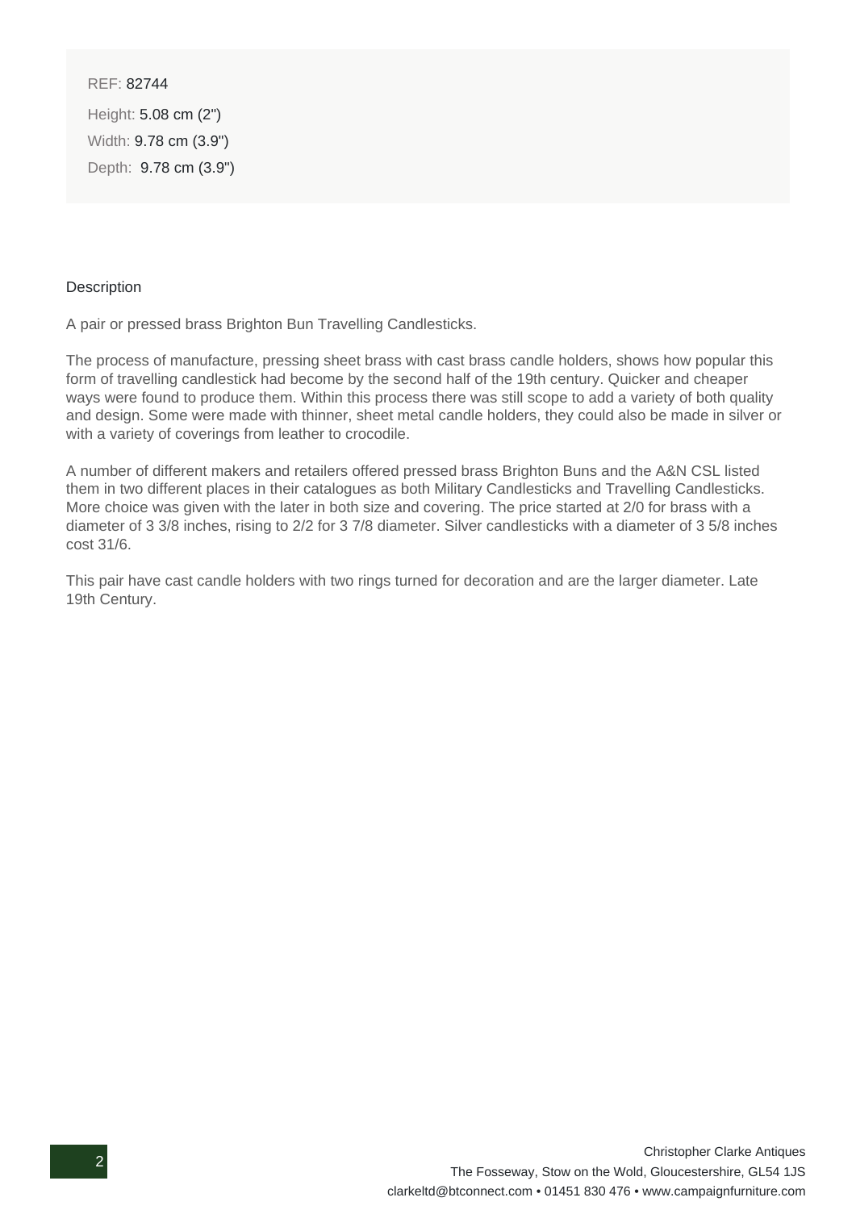REF: 82744

Height: 5.08 cm (2")

Width: 9.78 cm (3.9")

Depth: 9.78 cm (3.9")

Description

A pair or pressed brass Brighton Bun Travelling Candlesticks.

The process of manufacture, pressing sheet brass with cast brass candle holders, shows how popular this form of travelling candlestick had become by the second half of the 19th century. Quicker and cheaper ways were found to produce them. Within this process there was still scope to add a variety of both quality and design. Some were made with thinner, sheet metal candle holders, they could also be made in silver or with a variety of coverings from leather to crocodile.

A number of different makers and retailers offered pressed brass Brighton Buns and the A&N CSL listed them in two different places in their catalogues as both Military Candlesticks and Travelling Candlesticks. More choice was given with the later in both size and covering. The price started at 2/0 for brass with a diameter of 3 3/8 inches, rising to 2/2 for 3 7/8 diameter. Silver candlesticks with a diameter of 3 5/8 inches cost 31/6.

This pair have cast candle holders with two rings turned for decoration and are the larger diameter. Late 19th Century.

Christopher Clarke Antiques
The Fosseway, Stow on the Wold, Gloucestershire, GL54 1JS
clarkeltd@btconnect.com • 01451 830 476 • www.campaignfurniture.com